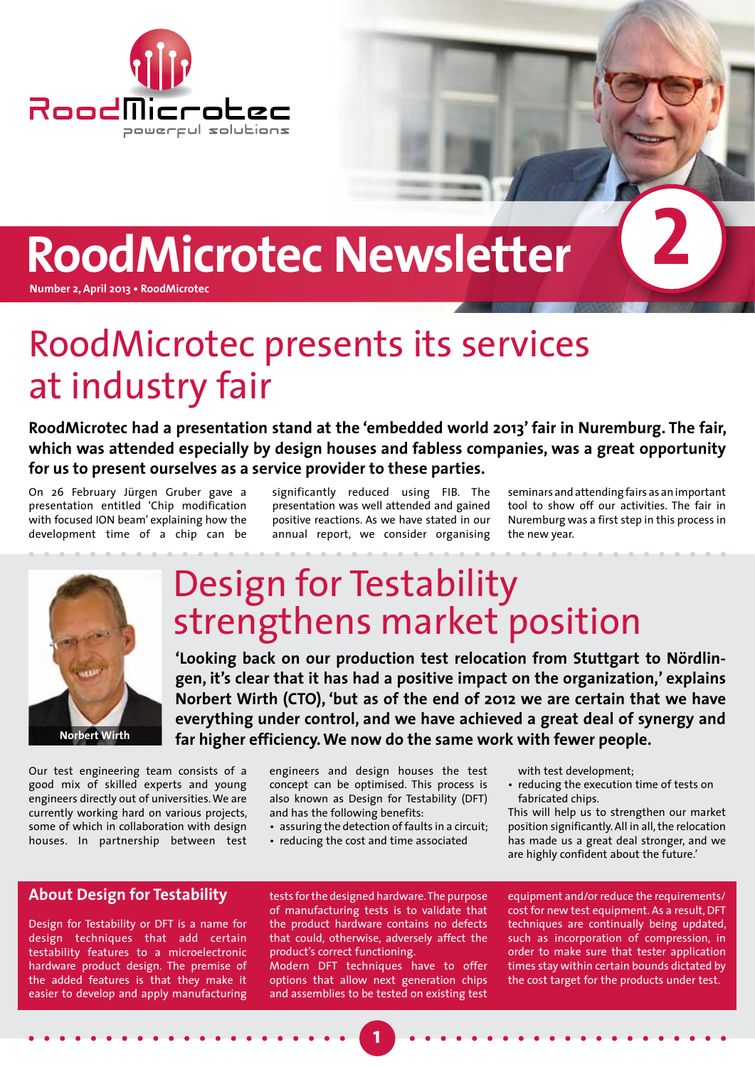# RoodMicrotec Newsletter

**Number 2, April 2013 • RoodMicrotec**

## RoodMicrotec presents its services at industry fair

**RoodMicrotec had a presentation stand at the 'embedded world 2013' fair in Nuremburg. The fair, which was attended especially by design houses and fabless companies, was a great opportunity for us to present ourselves as a service provider to these parties.**

On 26 February Jürgen Gruber gave a presentation entitled 'Chip modification with focused ION beam' explaining how the development time of a chip can be significantly reduced using FIB. The presentation was well attended and gained positive reactions. As we have stated in our annual report, we consider organising seminars and attending fairs as an important tool to show off our activities. The fair in Nuremburg was a first step in this process in the new year.

## Design for Testability strengthens market position

Norbert Wirth

**'Looking back on our production test relocation from Stuttgart to Nördlingen, it's clear that it has had a positive impact on the organization,' explains Norbert Wirth (CTO), 'but as of the end of 2012 we are certain that we have everything under control, and we have achieved a great deal of synergy and far higher efficiency. We now do the same work with fewer people.**

Our test engineering team consists of a good mix of skilled experts and young engineers directly out of universities. We are currently working hard on various projects, some of which in collaboration with design houses. In partnership between test engineers and design houses the test concept can be optimised. This process is also known as Design for Testability (DFT) and has the following benefits:

- assuring the detection of faults in a circuit;
- reducing the cost and time associated with test development;
- reducing the execution time of tests on fabricated chips.

This will help us to strengthen our market position significantly. All in all, the relocation has made us a great deal stronger, and we are highly confident about the future.'

### About Design for Testability

Design for Testability or DFT is a name for design techniques that add certain testability features to a microelectronic hardware product design. The premise of the added features is that they make it easier to develop and apply manufacturing tests for the designed hardware. The purpose of manufacturing tests is to validate that the product hardware contains no defects that could, otherwise, adversely affect the product's correct functioning.

Modern DFT techniques have to offer options that allow next generation chips and assemblies to be tested on existing test equipment and/or reduce the requirements/cost for new test equipment. As a result, DFT techniques are continually being updated, such as incorporation of compression, in order to make sure that tester application times stay within certain bounds dictated by the cost target for the products under test.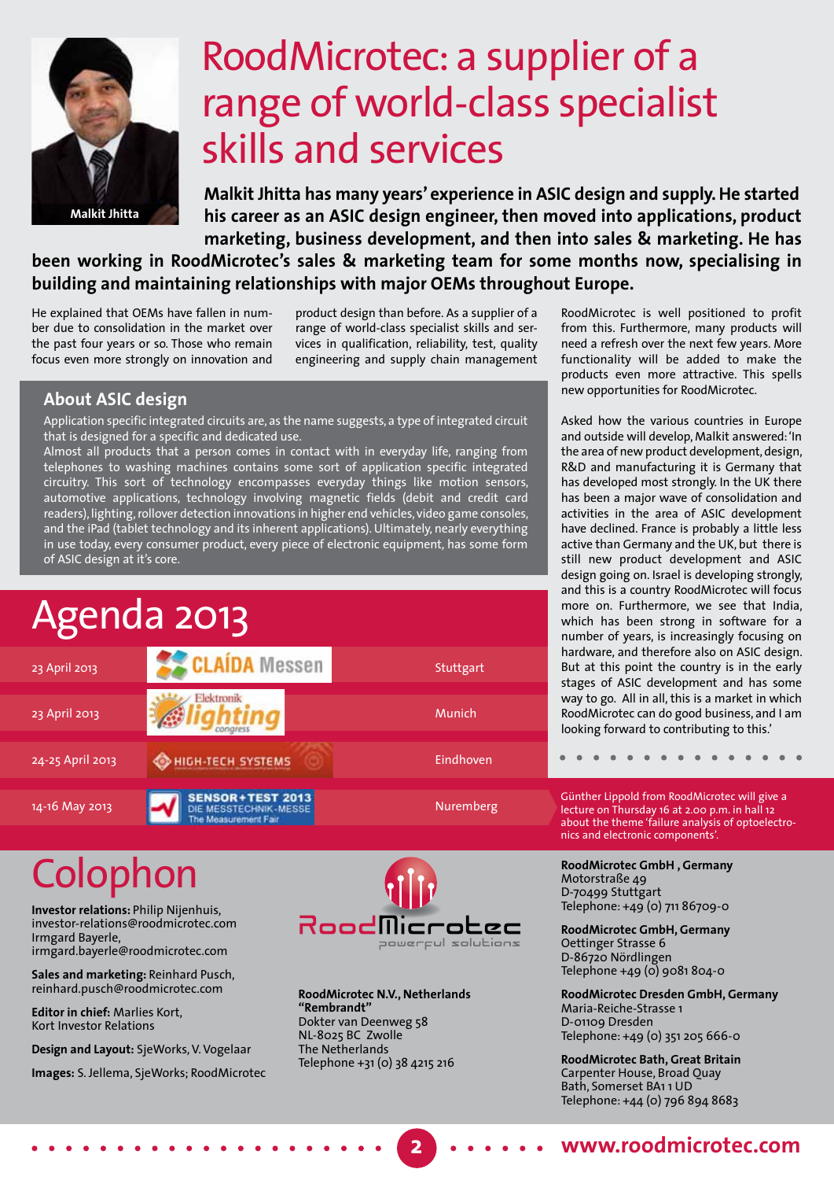Malkit Jhitta

# RoodMicrotec: a supplier of a range of world-class specialist skills and services

**Malkit Jhitta has many years' experience in ASIC design and supply. He started his career as an ASIC design engineer, then moved into applications, product marketing, business development, and then into sales & marketing. He has been working in RoodMicrotec's sales & marketing team for some months now, specialising in building and maintaining relationships with major OEMs throughout Europe.**

He explained that OEMs have fallen in number due to consolidation in the market over the past four years or so. Those who remain focus even more strongly on innovation and product design than before. As a supplier of a range of world-class specialist skills and services in qualification, reliability, test, quality engineering and supply chain management RoodMicrotec is well positioned to profit from this. Furthermore, many products will need a refresh over the next few years. More functionality will be added to make the products even more attractive. This spells new opportunities for RoodMicrotec.

Asked how the various countries in Europe and outside will develop, Malkit answered: 'In the area of new product development, design, R&D and manufacturing it is Germany that has developed most strongly. In the UK there has been a major wave of consolidation and activities in the area of ASIC development have declined. France is probably a little less active than Germany and the UK, but there is still new product development and ASIC design going on. Israel is developing strongly, and this is a country RoodMicrotec will focus more on. Furthermore, we see that India, which has been strong in software for a number of years, is increasingly focusing on hardware, and therefore also on ASIC design. But at this point the country is in the early stages of ASIC development and has some way to go. All in all, this is a market in which RoodMicrotec can do good business, and I am looking forward to contributing to this.'

## About ASIC design

Application specific integrated circuits are, as the name suggests, a type of integrated circuit that is designed for a specific and dedicated use.

Almost all products that a person comes in contact with in everyday life, ranging from telephones to washing machines contains some sort of application specific integrated circuitry. This sort of technology encompasses everyday things like motion sensors, automotive applications, technology involving magnetic fields (debit and credit card readers), lighting, rollover detection innovations in higher end vehicles, video game consoles, and the iPad (tablet technology and its inherent applications). Ultimately, nearly everything in use today, every consumer product, every piece of electronic equipment, has some form of ASIC design at it's core.

# Agenda 2013

| | | |
|---|---|---|
| 23 April 2013 | CLAÍDA Messen | Stuttgart |
| 23 April 2013 | Elektronik lighting congress | Munich |
| 24-25 April 2013 | HIGH-TECH SYSTEMS | Eindhoven |
| 14-16 May 2013 | SENSOR+TEST 2013 DIE MESSTECHNIK-MESSE The Measurement Fair | Nuremberg |

Günther Lippold from RoodMicrotec will give a lecture on Thursday 16 at 2.00 p.m. in hall 12 about the theme 'failure analysis of optoelectronics and electronic components'.

# Colophon

**Investor relations:** Philip Nijenhuis, investor-relations@roodmicrotec.com
Irmgard Bayerle, irmgard.bayerle@roodmicrotec.com

**Sales and marketing:** Reinhard Pusch, reinhard.pusch@roodmicrotec.com

**Editor in chief:** Marlies Kort, Kort Investor Relations

**Design and Layout:** SjeWorks, V. Vogelaar

**Images:** S. Jellema, SjeWorks; RoodMicrotec

RoodMicrotec powerful solutions

**RoodMicrotec N.V., Netherlands "Rembrandt"**
Dokter van Deenweg 58
NL-8025 BC Zwolle
The Netherlands
Telephone +31 (0) 38 4215 216

**RoodMicrotec GmbH , Germany**
Motorstraße 49
D-70499 Stuttgart
Telephone: +49 (0) 711 86709-0

**RoodMicrotec GmbH, Germany**
Oettinger Strasse 6
D-86720 Nördlingen
Telephone +49 (0) 9081 804-0

**RoodMicrotec Dresden GmbH, Germany**
Maria-Reiche-Strasse 1
D-01109 Dresden
Telephone: +49 (0) 351 205 666-0

**RoodMicrotec Bath, Great Britain**
Carpenter House, Broad Quay
Bath, Somerset BA1 1 UD
Telephone: +44 (0) 796 894 8683

www.roodmicrotec.com